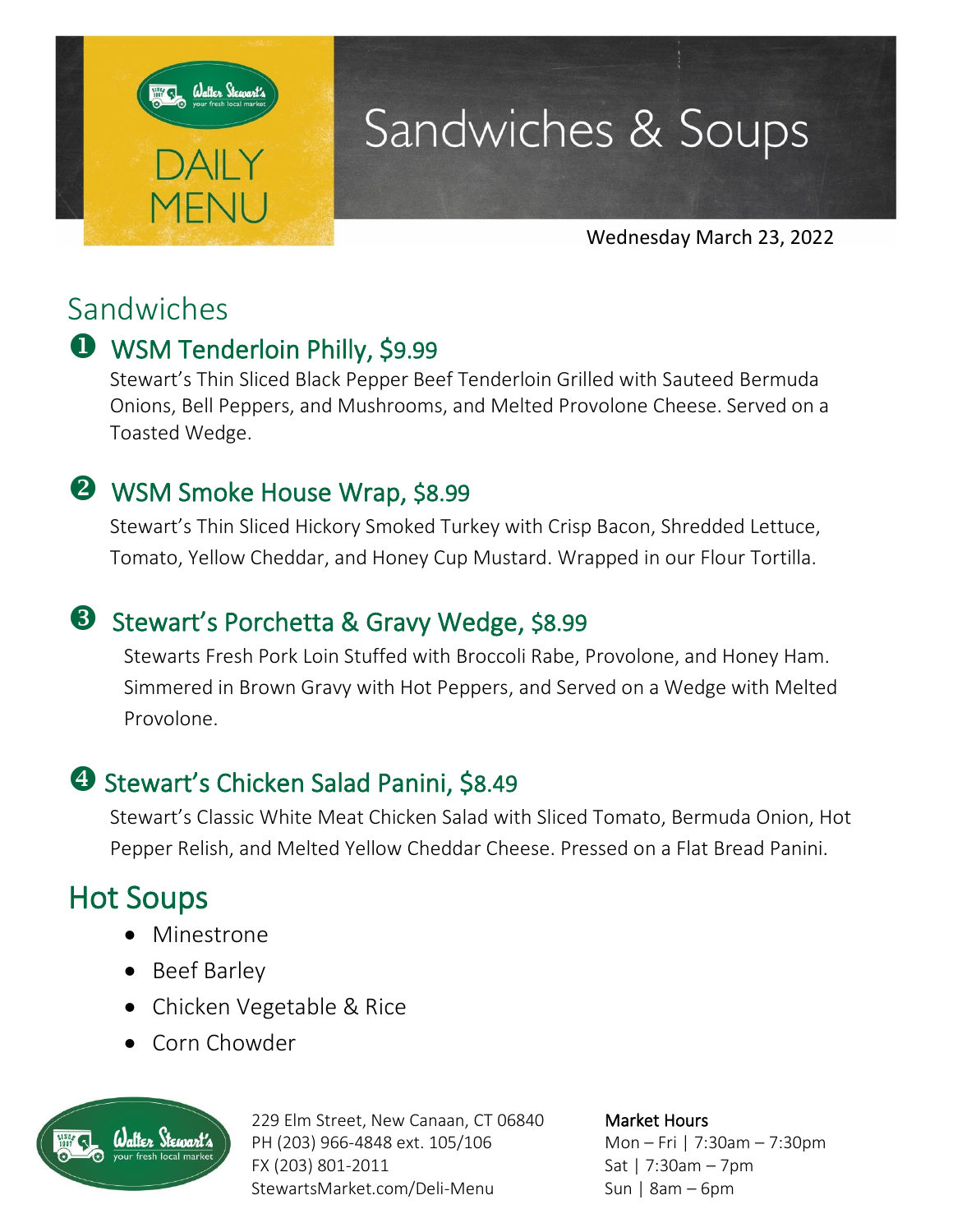# DAILY MENU

# Sandwiches & Soups

Wednesday March 23, 2022

## Sandwiches

### ❶ WSM Tenderloin Philly, $9.99

Stewart's Thin Sliced Black Pepper Beef Tenderloin Grilled with Sauteed Bermuda Onions, Bell Peppers, and Mushrooms, and Melted Provolone Cheese. Served on a Toasted Wedge.

### ❷ WSM Smoke House Wrap, $8.99

Stewart's Thin Sliced Hickory Smoked Turkey with Crisp Bacon, Shredded Lettuce, Tomato, Yellow Cheddar, and Honey Cup Mustard. Wrapped in our Flour Tortilla.

### ❸ Stewart's Porchetta & Gravy Wedge, $8.99

Stewarts Fresh Pork Loin Stuffed with Broccoli Rabe, Provolone, and Honey Ham. Simmered in Brown Gravy with Hot Peppers, and Served on a Wedge with Melted Provolone.

### ❹ Stewart's Chicken Salad Panini, $8.49

Stewart's Classic White Meat Chicken Salad with Sliced Tomato, Bermuda Onion, Hot Pepper Relish, and Melted Yellow Cheddar Cheese. Pressed on a Flat Bread Panini.

## Hot Soups

- Minestrone
- Beef Barley
- Chicken Vegetable & Rice
- Corn Chowder

229 Elm Street, New Canaan, CT 06840
PH (203) 966-4848 ext. 105/106
FX (203) 801-2011
StewartsMarket.com/Deli-Menu

**Market Hours**
Mon – Fri | 7:30am – 7:30pm
Sat | 7:30am – 7pm
Sun | 8am – 6pm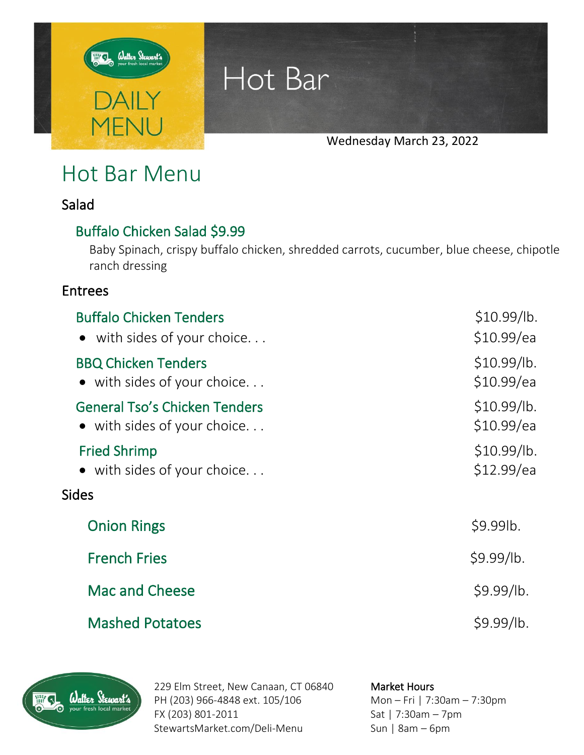DAILY MENU

# Hot Bar

Wednesday March 23, 2022

## Hot Bar Menu

### Salad

**Buffalo Chicken Salad $9.99**

Baby Spinach, crispy buffalo chicken, shredded carrots, cucumber, blue cheese, chipotle ranch dressing

### Entrees

**Buffalo Chicken Tenders** $10.99/lb.
- with sides of your choice. . . $10.99/ea

**BBQ Chicken Tenders** $10.99/lb.
- with sides of your choice. . . $10.99/ea

**General Tso's Chicken Tenders** $10.99/lb.
- with sides of your choice. . . $10.99/ea

**Fried Shrimp** $10.99/lb.
- with sides of your choice. . . $12.99/ea

### Sides

**Onion Rings** $9.99lb.

**French Fries** $9.99/lb.

**Mac and Cheese** $9.99/lb.

**Mashed Potatoes** $9.99/lb.

229 Elm Street, New Canaan, CT 06840
PH (203) 966-4848 ext. 105/106
FX (203) 801-2011
StewartsMarket.com/Deli-Menu

Market Hours
Mon – Fri | 7:30am – 7:30pm
Sat | 7:30am – 7pm
Sun | 8am – 6pm